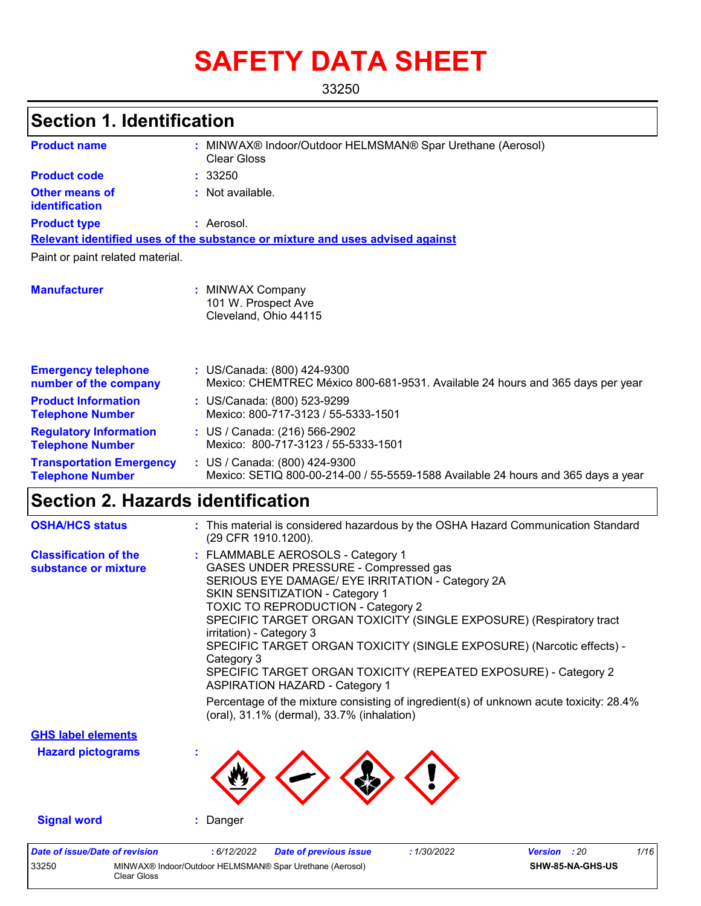# SAFETY DATA SHEET

33250

## Section 1. Identification

| | | |
|---|---|---|
| **Product name** | : | MINWAX® Indoor/Outdoor HELMSMAN® Spar Urethane (Aerosol) Clear Gloss |
| **Product code** | : | 33250 |
| **Other means of identification** | : | Not available. |
| **Product type** | : | Aerosol. |

**Relevant identified uses of the substance or mixture and uses advised against**

Paint or paint related material.

| | | |
|---|---|---|
| **Manufacturer** | : | MINWAX Company<br>101 W. Prospect Ave<br>Cleveland, Ohio 44115 |
| **Emergency telephone number of the company** | : | US/Canada: (800) 424-9300<br>Mexico: CHEMTREC México 800-681-9531. Available 24 hours and 365 days per year |
| **Product Information Telephone Number** | : | US/Canada: (800) 523-9299<br>Mexico: 800-717-3123 / 55-5333-1501 |
| **Regulatory Information Telephone Number** | : | US / Canada: (216) 566-2902<br>Mexico: 800-717-3123 / 55-5333-1501 |
| **Transportation Emergency Telephone Number** | : | US / Canada: (800) 424-9300<br>Mexico: SETIQ 800-00-214-00 / 55-5559-1588 Available 24 hours and 365 days a year |

## Section 2. Hazards identification

| | | |
|---|---|---|
| **OSHA/HCS status** | : | This material is considered hazardous by the OSHA Hazard Communication Standard (29 CFR 1910.1200). |
| **Classification of the substance or mixture** | : | FLAMMABLE AEROSOLS - Category 1<br>GASES UNDER PRESSURE - Compressed gas<br>SERIOUS EYE DAMAGE/ EYE IRRITATION - Category 2A<br>SKIN SENSITIZATION - Category 1<br>TOXIC TO REPRODUCTION - Category 2<br>SPECIFIC TARGET ORGAN TOXICITY (SINGLE EXPOSURE) (Respiratory tract irritation) - Category 3<br>SPECIFIC TARGET ORGAN TOXICITY (SINGLE EXPOSURE) (Narcotic effects) - Category 3<br>SPECIFIC TARGET ORGAN TOXICITY (REPEATED EXPOSURE) - Category 2<br>ASPIRATION HAZARD - Category 1<br><br>Percentage of the mixture consisting of ingredient(s) of unknown acute toxicity: 28.4% (oral), 31.1% (dermal), 33.7% (inhalation) |

**GHS label elements**

**Hazard pictograms** :

**Signal word** : Danger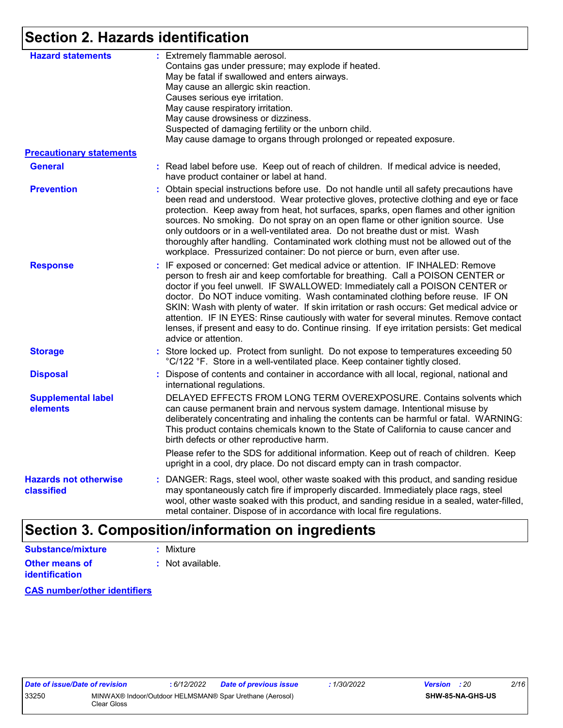## Section 2. Hazards identification

**Hazard statements** : Extremely flammable aerosol.
Contains gas under pressure; may explode if heated.
May be fatal if swallowed and enters airways.
May cause an allergic skin reaction.
Causes serious eye irritation.
May cause respiratory irritation.
May cause drowsiness or dizziness.
Suspected of damaging fertility or the unborn child.
May cause damage to organs through prolonged or repeated exposure.

**Precautionary statements**

**General** : Read label before use. Keep out of reach of children. If medical advice is needed, have product container or label at hand.

**Prevention** : Obtain special instructions before use. Do not handle until all safety precautions have been read and understood. Wear protective gloves, protective clothing and eye or face protection. Keep away from heat, hot surfaces, sparks, open flames and other ignition sources. No smoking. Do not spray on an open flame or other ignition source. Use only outdoors or in a well-ventilated area. Do not breathe dust or mist. Wash thoroughly after handling. Contaminated work clothing must not be allowed out of the workplace. Pressurized container: Do not pierce or burn, even after use.

**Response** : IF exposed or concerned: Get medical advice or attention. IF INHALED: Remove person to fresh air and keep comfortable for breathing. Call a POISON CENTER or doctor if you feel unwell. IF SWALLOWED: Immediately call a POISON CENTER or doctor. Do NOT induce vomiting. Wash contaminated clothing before reuse. IF ON SKIN: Wash with plenty of water. If skin irritation or rash occurs: Get medical advice or attention. IF IN EYES: Rinse cautiously with water for several minutes. Remove contact lenses, if present and easy to do. Continue rinsing. If eye irritation persists: Get medical advice or attention.

**Storage** : Store locked up. Protect from sunlight. Do not expose to temperatures exceeding 50 °C/122 °F. Store in a well-ventilated place. Keep container tightly closed.

**Disposal** : Dispose of contents and container in accordance with all local, regional, national and international regulations.

**Supplemental label elements**
DELAYED EFFECTS FROM LONG TERM OVEREXPOSURE. Contains solvents which can cause permanent brain and nervous system damage. Intentional misuse by deliberately concentrating and inhaling the contents can be harmful or fatal. WARNING: This product contains chemicals known to the State of California to cause cancer and birth defects or other reproductive harm.

Please refer to the SDS for additional information. Keep out of reach of children. Keep upright in a cool, dry place. Do not discard empty can in trash compactor.

**Hazards not otherwise classified** : DANGER: Rags, steel wool, other waste soaked with this product, and sanding residue may spontaneously catch fire if improperly discarded. Immediately place rags, steel wool, other waste soaked with this product, and sanding residue in a sealed, water-filled, metal container. Dispose of in accordance with local fire regulations.

## Section 3. Composition/information on ingredients

**Substance/mixture** : Mixture

**Other means of identification** : Not available.

**CAS number/other identifiers**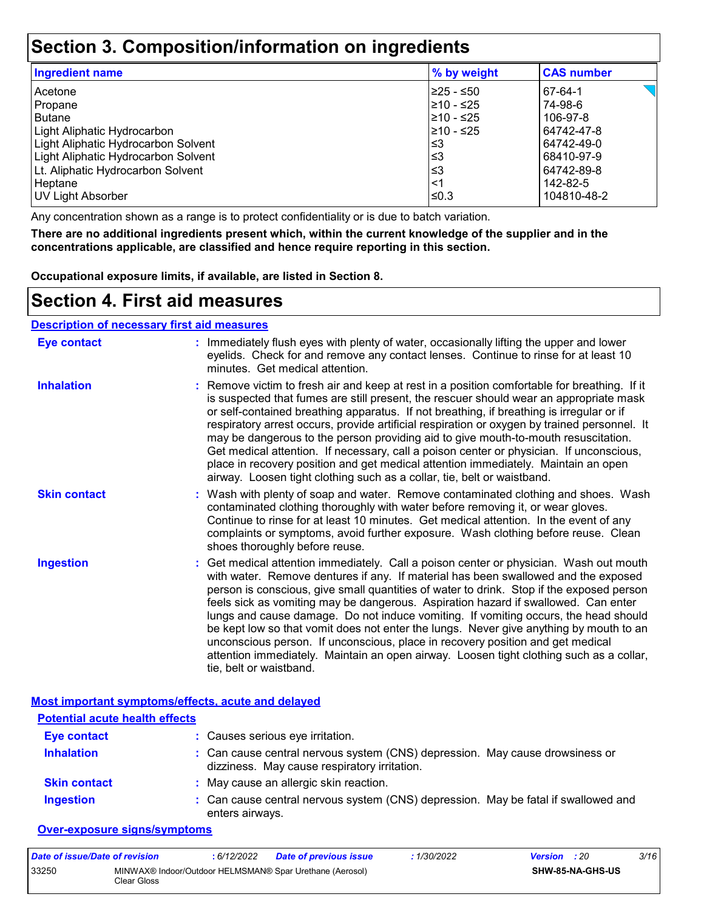# Section 3. Composition/information on ingredients

| Ingredient name | % by weight | CAS number |
|---|---|---|
| Acetone | ≥25 - ≤50 | 67-64-1 |
| Propane | ≥10 - ≤25 | 74-98-6 |
| Butane | ≥10 - ≤25 | 106-97-8 |
| Light Aliphatic Hydrocarbon | ≥10 - ≤25 | 64742-47-8 |
| Light Aliphatic Hydrocarbon Solvent | ≤3 | 64742-49-0 |
| Light Aliphatic Hydrocarbon Solvent | ≤3 | 68410-97-9 |
| Lt. Aliphatic Hydrocarbon Solvent | ≤3 | 64742-89-8 |
| Heptane | <1 | 142-82-5 |
| UV Light Absorber | ≤0.3 | 104810-48-2 |

Any concentration shown as a range is to protect confidentiality or is due to batch variation.

**There are no additional ingredients present which, within the current knowledge of the supplier and in the concentrations applicable, are classified and hence require reporting in this section.**

**Occupational exposure limits, if available, are listed in Section 8.**

# Section 4. First aid measures

## Description of necessary first aid measures

**Eye contact** : Immediately flush eyes with plenty of water, occasionally lifting the upper and lower eyelids. Check for and remove any contact lenses. Continue to rinse for at least 10 minutes. Get medical attention.

**Inhalation** : Remove victim to fresh air and keep at rest in a position comfortable for breathing. If it is suspected that fumes are still present, the rescuer should wear an appropriate mask or self-contained breathing apparatus. If not breathing, if breathing is irregular or if respiratory arrest occurs, provide artificial respiration or oxygen by trained personnel. It may be dangerous to the person providing aid to give mouth-to-mouth resuscitation. Get medical attention. If necessary, call a poison center or physician. If unconscious, place in recovery position and get medical attention immediately. Maintain an open airway. Loosen tight clothing such as a collar, tie, belt or waistband.

**Skin contact** : Wash with plenty of soap and water. Remove contaminated clothing and shoes. Wash contaminated clothing thoroughly with water before removing it, or wear gloves. Continue to rinse for at least 10 minutes. Get medical attention. In the event of any complaints or symptoms, avoid further exposure. Wash clothing before reuse. Clean shoes thoroughly before reuse.

**Ingestion** : Get medical attention immediately. Call a poison center or physician. Wash out mouth with water. Remove dentures if any. If material has been swallowed and the exposed person is conscious, give small quantities of water to drink. Stop if the exposed person feels sick as vomiting may be dangerous. Aspiration hazard if swallowed. Can enter lungs and cause damage. Do not induce vomiting. If vomiting occurs, the head should be kept low so that vomit does not enter the lungs. Never give anything by mouth to an unconscious person. If unconscious, place in recovery position and get medical attention immediately. Maintain an open airway. Loosen tight clothing such as a collar, tie, belt or waistband.

## Most important symptoms/effects, acute and delayed

### Potential acute health effects

**Eye contact** : Causes serious eye irritation.

**Inhalation** : Can cause central nervous system (CNS) depression. May cause drowsiness or dizziness. May cause respiratory irritation.

**Skin contact** : May cause an allergic skin reaction.

**Ingestion** : Can cause central nervous system (CNS) depression. May be fatal if swallowed and enters airways.

### Over-exposure signs/symptoms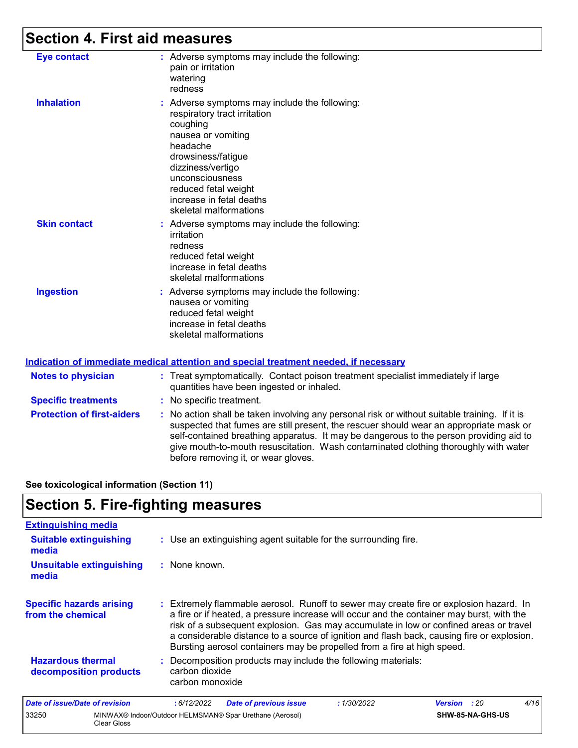# Section 4. First aid measures

**Eye contact** : Adverse symptoms may include the following:
pain or irritation
watering
redness

**Inhalation** : Adverse symptoms may include the following:
respiratory tract irritation
coughing
nausea or vomiting
headache
drowsiness/fatigue
dizziness/vertigo
unconsciousness
reduced fetal weight
increase in fetal deaths
skeletal malformations

**Skin contact** : Adverse symptoms may include the following:
irritation
redness
reduced fetal weight
increase in fetal deaths
skeletal malformations

**Ingestion** : Adverse symptoms may include the following:
nausea or vomiting
reduced fetal weight
increase in fetal deaths
skeletal malformations

## Indication of immediate medical attention and special treatment needed, if necessary

**Notes to physician** : Treat symptomatically. Contact poison treatment specialist immediately if large quantities have been ingested or inhaled.

**Specific treatments** : No specific treatment.

**Protection of first-aiders** : No action shall be taken involving any personal risk or without suitable training. If it is suspected that fumes are still present, the rescuer should wear an appropriate mask or self-contained breathing apparatus. It may be dangerous to the person providing aid to give mouth-to-mouth resuscitation. Wash contaminated clothing thoroughly with water before removing it, or wear gloves.

**See toxicological information (Section 11)**

# Section 5. Fire-fighting measures

## Extinguishing media

**Suitable extinguishing media** : Use an extinguishing agent suitable for the surrounding fire.

**Unsuitable extinguishing media** : None known.

**Specific hazards arising from the chemical** : Extremely flammable aerosol. Runoff to sewer may create fire or explosion hazard. In a fire or if heated, a pressure increase will occur and the container may burst, with the risk of a subsequent explosion. Gas may accumulate in low or confined areas or travel a considerable distance to a source of ignition and flash back, causing fire or explosion. Bursting aerosol containers may be propelled from a fire at high speed.

**Hazardous thermal decomposition products** : Decomposition products may include the following materials:
carbon dioxide
carbon monoxide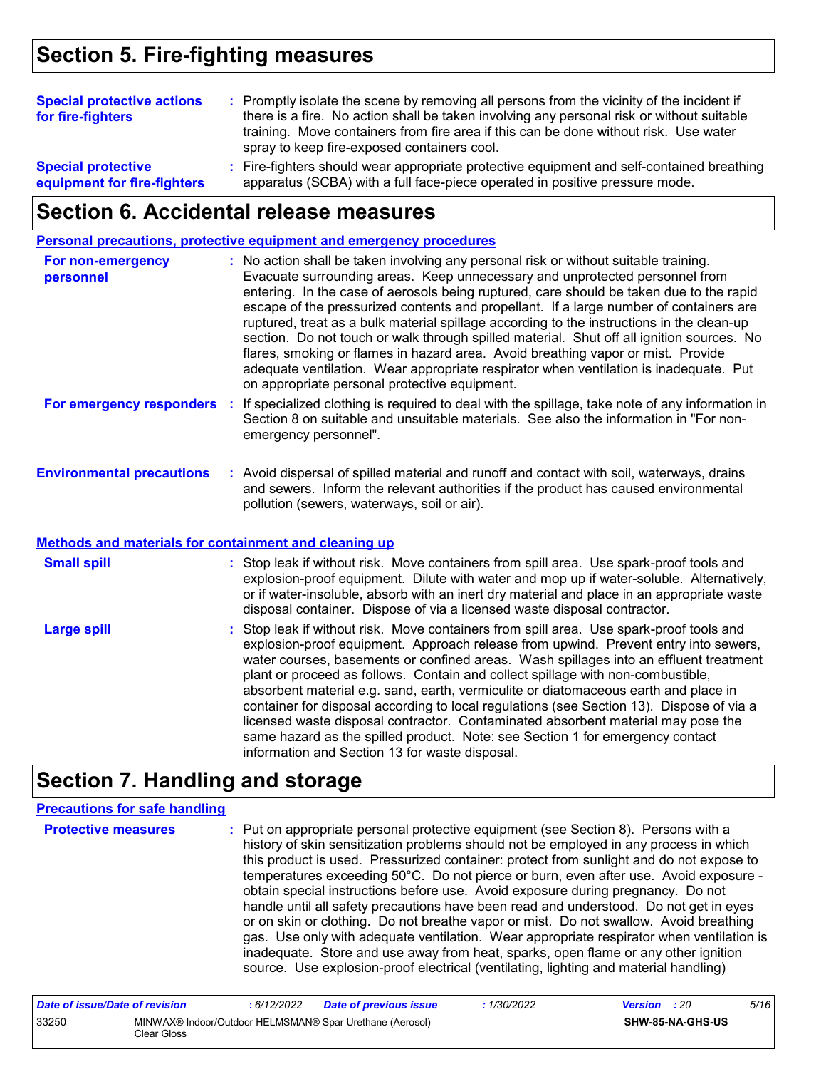## Section 5. Fire-fighting measures

**Special protective actions for fire-fighters** : Promptly isolate the scene by removing all persons from the vicinity of the incident if there is a fire. No action shall be taken involving any personal risk or without suitable training. Move containers from fire area if this can be done without risk. Use water spray to keep fire-exposed containers cool.

**Special protective equipment for fire-fighters** : Fire-fighters should wear appropriate protective equipment and self-contained breathing apparatus (SCBA) with a full face-piece operated in positive pressure mode.

## Section 6. Accidental release measures

### Personal precautions, protective equipment and emergency procedures

**For non-emergency personnel** : No action shall be taken involving any personal risk or without suitable training. Evacuate surrounding areas. Keep unnecessary and unprotected personnel from entering. In the case of aerosols being ruptured, care should be taken due to the rapid escape of the pressurized contents and propellant. If a large number of containers are ruptured, treat as a bulk material spillage according to the instructions in the clean-up section. Do not touch or walk through spilled material. Shut off all ignition sources. No flares, smoking or flames in hazard area. Avoid breathing vapor or mist. Provide adequate ventilation. Wear appropriate respirator when ventilation is inadequate. Put on appropriate personal protective equipment.

**For emergency responders** : If specialized clothing is required to deal with the spillage, take note of any information in Section 8 on suitable and unsuitable materials. See also the information in "For non-emergency personnel".

**Environmental precautions** : Avoid dispersal of spilled material and runoff and contact with soil, waterways, drains and sewers. Inform the relevant authorities if the product has caused environmental pollution (sewers, waterways, soil or air).

### Methods and materials for containment and cleaning up

**Small spill** : Stop leak if without risk. Move containers from spill area. Use spark-proof tools and explosion-proof equipment. Dilute with water and mop up if water-soluble. Alternatively, or if water-insoluble, absorb with an inert dry material and place in an appropriate waste disposal container. Dispose of via a licensed waste disposal contractor.

**Large spill** : Stop leak if without risk. Move containers from spill area. Use spark-proof tools and explosion-proof equipment. Approach release from upwind. Prevent entry into sewers, water courses, basements or confined areas. Wash spillages into an effluent treatment plant or proceed as follows. Contain and collect spillage with non-combustible, absorbent material e.g. sand, earth, vermiculite or diatomaceous earth and place in container for disposal according to local regulations (see Section 13). Dispose of via a licensed waste disposal contractor. Contaminated absorbent material may pose the same hazard as the spilled product. Note: see Section 1 for emergency contact information and Section 13 for waste disposal.

## Section 7. Handling and storage

### Precautions for safe handling

**Protective measures** : Put on appropriate personal protective equipment (see Section 8). Persons with a history of skin sensitization problems should not be employed in any process in which this product is used. Pressurized container: protect from sunlight and do not expose to temperatures exceeding 50°C. Do not pierce or burn, even after use. Avoid exposure - obtain special instructions before use. Avoid exposure during pregnancy. Do not handle until all safety precautions have been read and understood. Do not get in eyes or on skin or clothing. Do not breathe vapor or mist. Do not swallow. Avoid breathing gas. Use only with adequate ventilation. Wear appropriate respirator when ventilation is inadequate. Store and use away from heat, sparks, open flame or any other ignition source. Use explosion-proof electrical (ventilating, lighting and material handling)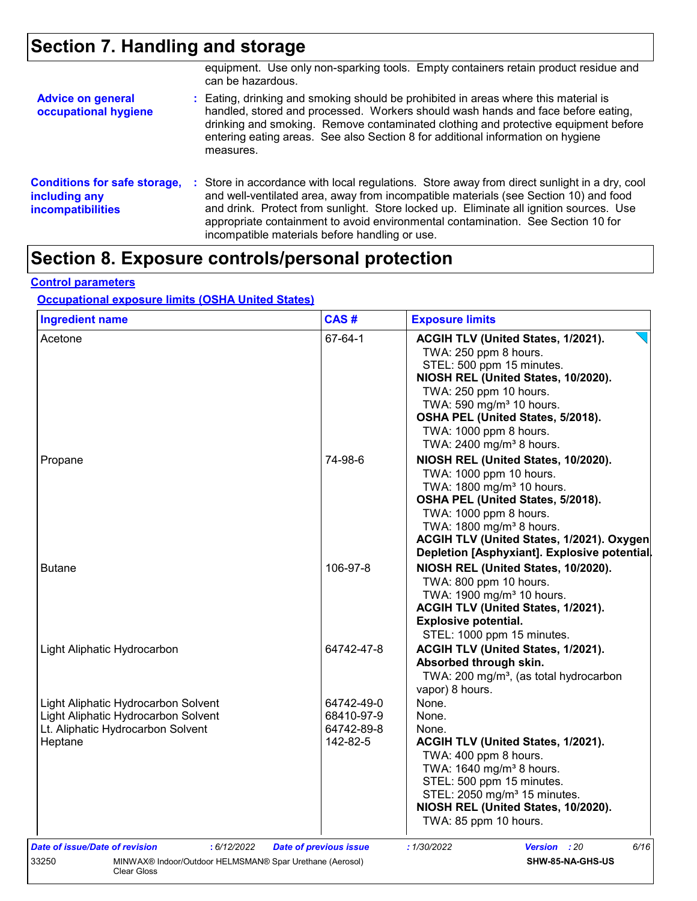# Section 7. Handling and storage

equipment. Use only non-sparking tools. Empty containers retain product residue and can be hazardous.

**Advice on general occupational hygiene** : Eating, drinking and smoking should be prohibited in areas where this material is handled, stored and processed. Workers should wash hands and face before eating, drinking and smoking. Remove contaminated clothing and protective equipment before entering eating areas. See also Section 8 for additional information on hygiene measures.

**Conditions for safe storage, including any incompatibilities** : Store in accordance with local regulations. Store away from direct sunlight in a dry, cool and well-ventilated area, away from incompatible materials (see Section 10) and food and drink. Protect from sunlight. Store locked up. Eliminate all ignition sources. Use appropriate containment to avoid environmental contamination. See Section 10 for incompatible materials before handling or use.

# Section 8. Exposure controls/personal protection

**Control parameters**

**Occupational exposure limits (OSHA United States)**

| Ingredient name | CAS # | Exposure limits |
|---|---|---|
| Acetone | 67-64-1 | **ACGIH TLV (United States, 1/2021).**<br>TWA: 250 ppm 8 hours.<br>STEL: 500 ppm 15 minutes.<br>**NIOSH REL (United States, 10/2020).**<br>TWA: 250 ppm 10 hours.<br>TWA: 590 mg/m³ 10 hours.<br>**OSHA PEL (United States, 5/2018).**<br>TWA: 1000 ppm 8 hours.<br>TWA: 2400 mg/m³ 8 hours. |
| Propane | 74-98-6 | **NIOSH REL (United States, 10/2020).**<br>TWA: 1000 ppm 10 hours.<br>TWA: 1800 mg/m³ 10 hours.<br>**OSHA PEL (United States, 5/2018).**<br>TWA: 1000 ppm 8 hours.<br>TWA: 1800 mg/m³ 8 hours.<br>**ACGIH TLV (United States, 1/2021). Oxygen Depletion [Asphyxiant]. Explosive potential.** |
| Butane | 106-97-8 | **NIOSH REL (United States, 10/2020).**<br>TWA: 800 ppm 10 hours.<br>TWA: 1900 mg/m³ 10 hours.<br>**ACGIH TLV (United States, 1/2021). Explosive potential.**<br>STEL: 1000 ppm 15 minutes. |
| Light Aliphatic Hydrocarbon | 64742-47-8 | **ACGIH TLV (United States, 1/2021). Absorbed through skin.**<br>TWA: 200 mg/m³, (as total hydrocarbon vapor) 8 hours. |
| Light Aliphatic Hydrocarbon Solvent | 64742-49-0 | None. |
| Light Aliphatic Hydrocarbon Solvent | 68410-97-9 | None. |
| Lt. Aliphatic Hydrocarbon Solvent | 64742-89-8 | None. |
| Heptane | 142-82-5 | **ACGIH TLV (United States, 1/2021).**<br>TWA: 400 ppm 8 hours.<br>TWA: 1640 mg/m³ 8 hours.<br>STEL: 500 ppm 15 minutes.<br>STEL: 2050 mg/m³ 15 minutes.<br>**NIOSH REL (United States, 10/2020).**<br>TWA: 85 ppm 10 hours. |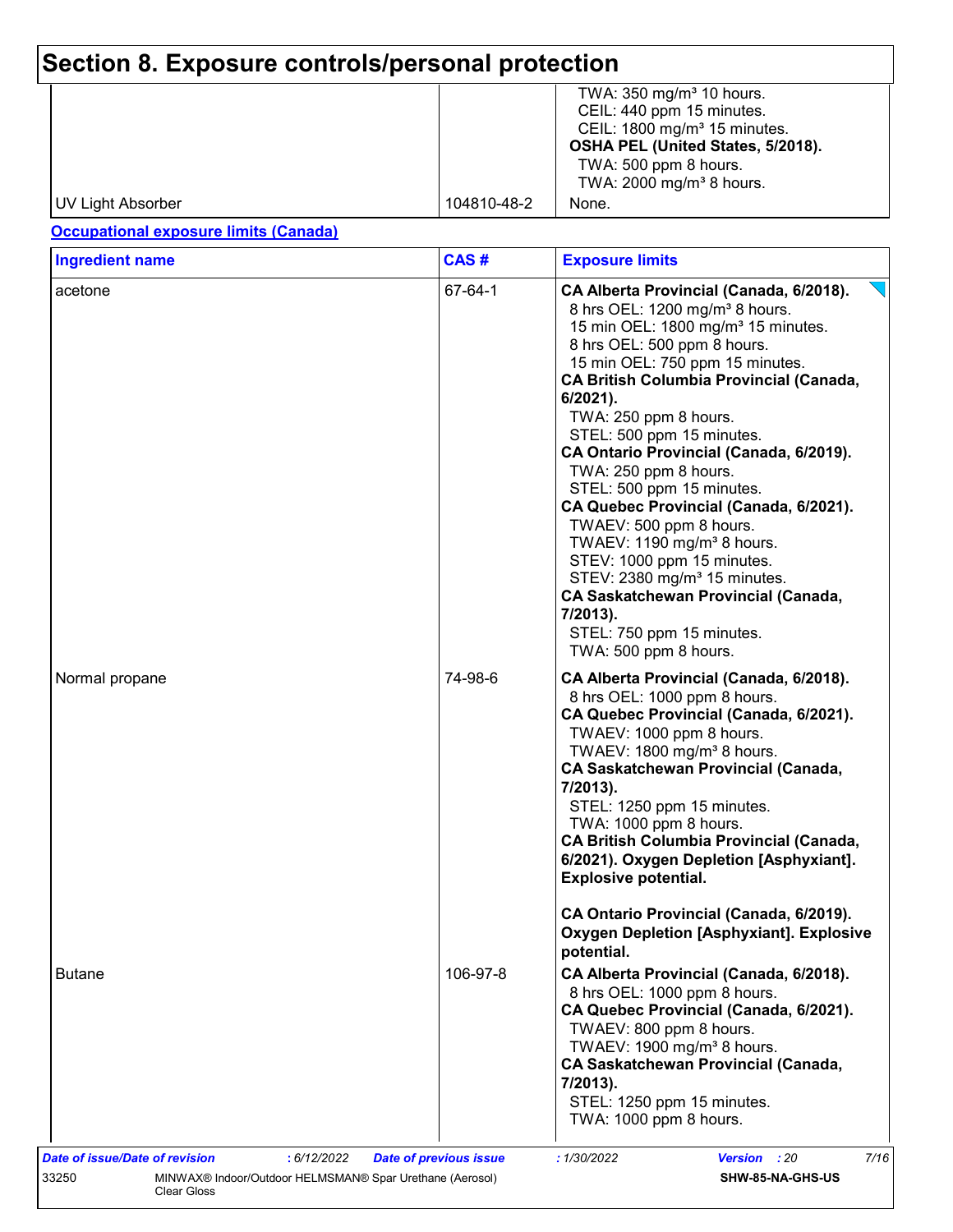# Section 8. Exposure controls/personal protection

| | | |
|---|---|---|
| | | TWA: 350 mg/m³ 10 hours.<br>CEIL: 440 ppm 15 minutes.<br>CEIL: 1800 mg/m³ 15 minutes.<br>**OSHA PEL (United States, 5/2018).**<br>TWA: 500 ppm 8 hours.<br>TWA: 2000 mg/m³ 8 hours. |
| UV Light Absorber | 104810-48-2 | None. |

**Occupational exposure limits (Canada)**

| Ingredient name | CAS # | Exposure limits |
|---|---|---|
| acetone | 67-64-1 | **CA Alberta Provincial (Canada, 6/2018).**<br>8 hrs OEL: 1200 mg/m³ 8 hours.<br>15 min OEL: 1800 mg/m³ 15 minutes.<br>8 hrs OEL: 500 ppm 8 hours.<br>15 min OEL: 750 ppm 15 minutes.<br>**CA British Columbia Provincial (Canada, 6/2021).**<br>TWA: 250 ppm 8 hours.<br>STEL: 500 ppm 15 minutes.<br>**CA Ontario Provincial (Canada, 6/2019).**<br>TWA: 250 ppm 8 hours.<br>STEL: 500 ppm 15 minutes.<br>**CA Quebec Provincial (Canada, 6/2021).**<br>TWAEV: 500 ppm 8 hours.<br>TWAEV: 1190 mg/m³ 8 hours.<br>STEV: 1000 ppm 15 minutes.<br>STEV: 2380 mg/m³ 15 minutes.<br>**CA Saskatchewan Provincial (Canada, 7/2013).**<br>STEL: 750 ppm 15 minutes.<br>TWA: 500 ppm 8 hours. |
| Normal propane | 74-98-6 | **CA Alberta Provincial (Canada, 6/2018).**<br>8 hrs OEL: 1000 ppm 8 hours.<br>**CA Quebec Provincial (Canada, 6/2021).**<br>TWAEV: 1000 ppm 8 hours.<br>TWAEV: 1800 mg/m³ 8 hours.<br>**CA Saskatchewan Provincial (Canada, 7/2013).**<br>STEL: 1250 ppm 15 minutes.<br>TWA: 1000 ppm 8 hours.<br>**CA British Columbia Provincial (Canada, 6/2021). Oxygen Depletion [Asphyxiant]. Explosive potential.**<br>**CA Ontario Provincial (Canada, 6/2019). Oxygen Depletion [Asphyxiant]. Explosive potential.** |
| Butane | 106-97-8 | **CA Alberta Provincial (Canada, 6/2018).**<br>8 hrs OEL: 1000 ppm 8 hours.<br>**CA Quebec Provincial (Canada, 6/2021).**<br>TWAEV: 800 ppm 8 hours.<br>TWAEV: 1900 mg/m³ 8 hours.<br>**CA Saskatchewan Provincial (Canada, 7/2013).**<br>STEL: 1250 ppm 15 minutes.<br>TWA: 1000 ppm 8 hours. |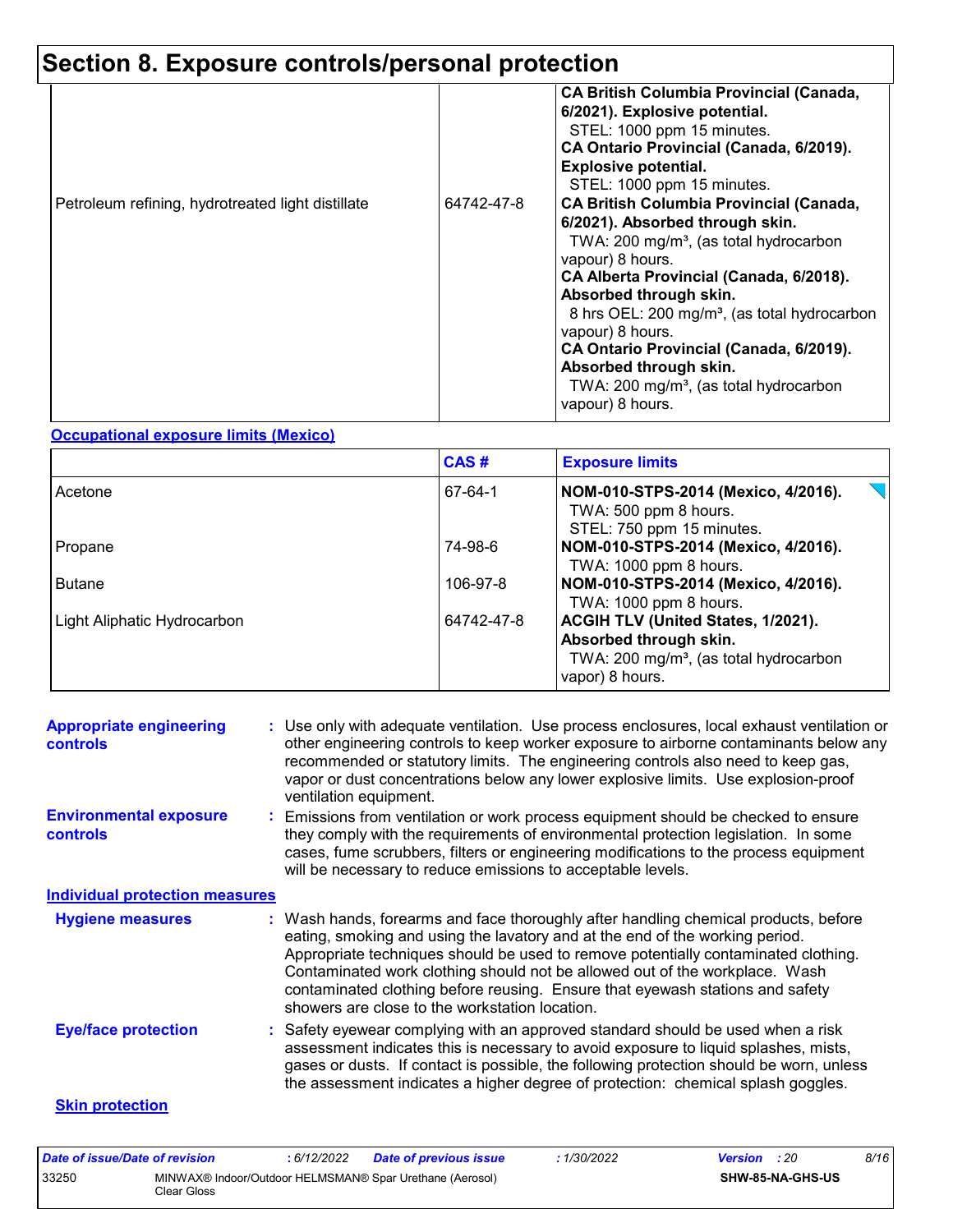# Section 8. Exposure controls/personal protection

| | | |
|---|---|---|
| Petroleum refining, hydrotreated light distillate | 64742-47-8 | **CA British Columbia Provincial (Canada, 6/2021). Explosive potential.** STEL: 1000 ppm 15 minutes. **CA Ontario Provincial (Canada, 6/2019). Explosive potential.** STEL: 1000 ppm 15 minutes. **CA British Columbia Provincial (Canada, 6/2021). Absorbed through skin.** TWA: 200 mg/m³, (as total hydrocarbon vapour) 8 hours. **CA Alberta Provincial (Canada, 6/2018). Absorbed through skin.** 8 hrs OEL: 200 mg/m³, (as total hydrocarbon vapour) 8 hours. **CA Ontario Provincial (Canada, 6/2019). Absorbed through skin.** TWA: 200 mg/m³, (as total hydrocarbon vapour) 8 hours. |

**Occupational exposure limits (Mexico)**

| | CAS # | Exposure limits |
|---|---|---|
| Acetone | 67-64-1 | **NOM-010-STPS-2014 (Mexico, 4/2016).** TWA: 500 ppm 8 hours. STEL: 750 ppm 15 minutes. |
| Propane | 74-98-6 | **NOM-010-STPS-2014 (Mexico, 4/2016).** TWA: 1000 ppm 8 hours. |
| Butane | 106-97-8 | **NOM-010-STPS-2014 (Mexico, 4/2016).** TWA: 1000 ppm 8 hours. |
| Light Aliphatic Hydrocarbon | 64742-47-8 | **ACGIH TLV (United States, 1/2021). Absorbed through skin.** TWA: 200 mg/m³, (as total hydrocarbon vapor) 8 hours. |

**Appropriate engineering controls** : Use only with adequate ventilation. Use process enclosures, local exhaust ventilation or other engineering controls to keep worker exposure to airborne contaminants below any recommended or statutory limits. The engineering controls also need to keep gas, vapor or dust concentrations below any lower explosive limits. Use explosion-proof ventilation equipment.

**Environmental exposure controls** : Emissions from ventilation or work process equipment should be checked to ensure they comply with the requirements of environmental protection legislation. In some cases, fume scrubbers, filters or engineering modifications to the process equipment will be necessary to reduce emissions to acceptable levels.

**Individual protection measures**

**Hygiene measures** : Wash hands, forearms and face thoroughly after handling chemical products, before eating, smoking and using the lavatory and at the end of the working period. Appropriate techniques should be used to remove potentially contaminated clothing. Contaminated work clothing should not be allowed out of the workplace. Wash contaminated clothing before reusing. Ensure that eyewash stations and safety showers are close to the workstation location.

**Eye/face protection** : Safety eyewear complying with an approved standard should be used when a risk assessment indicates this is necessary to avoid exposure to liquid splashes, mists, gases or dusts. If contact is possible, the following protection should be worn, unless the assessment indicates a higher degree of protection: chemical splash goggles.

**Skin protection**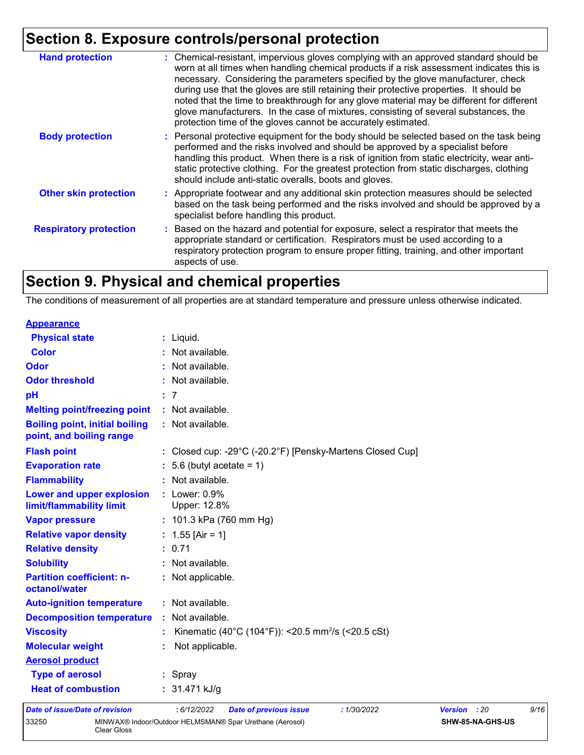## Section 8. Exposure controls/personal protection

| | |
|---|---|
| **Hand protection** | : Chemical-resistant, impervious gloves complying with an approved standard should be worn at all times when handling chemical products if a risk assessment indicates this is necessary. Considering the parameters specified by the glove manufacturer, check during use that the gloves are still retaining their protective properties. It should be noted that the time to breakthrough for any glove material may be different for different glove manufacturers. In the case of mixtures, consisting of several substances, the protection time of the gloves cannot be accurately estimated. |
| **Body protection** | : Personal protective equipment for the body should be selected based on the task being performed and the risks involved and should be approved by a specialist before handling this product. When there is a risk of ignition from static electricity, wear anti-static protective clothing. For the greatest protection from static discharges, clothing should include anti-static overalls, boots and gloves. |
| **Other skin protection** | : Appropriate footwear and any additional skin protection measures should be selected based on the task being performed and the risks involved and should be approved by a specialist before handling this product. |
| **Respiratory protection** | : Based on the hazard and potential for exposure, select a respirator that meets the appropriate standard or certification. Respirators must be used according to a respiratory protection program to ensure proper fitting, training, and other important aspects of use. |

## Section 9. Physical and chemical properties

The conditions of measurement of all properties are at standard temperature and pressure unless otherwise indicated.

| | |
|---|---|
| **Appearance** | |
| **Physical state** | : Liquid. |
| **Color** | : Not available. |
| **Odor** | : Not available. |
| **Odor threshold** | : Not available. |
| **pH** | : 7 |
| **Melting point/freezing point** | : Not available. |
| **Boiling point, initial boiling point, and boiling range** | : Not available. |
| **Flash point** | : Closed cup: -29°C (-20.2°F) [Pensky-Martens Closed Cup] |
| **Evaporation rate** | : 5.6 (butyl acetate = 1) |
| **Flammability** | : Not available. |
| **Lower and upper explosion limit/flammability limit** | : Lower: 0.9%<br>Upper: 12.8% |
| **Vapor pressure** | : 101.3 kPa (760 mm Hg) |
| **Relative vapor density** | : 1.55 [Air = 1] |
| **Relative density** | : 0.71 |
| **Solubility** | : Not available. |
| **Partition coefficient: n-octanol/water** | : Not applicable. |
| **Auto-ignition temperature** | : Not available. |
| **Decomposition temperature** | : Not available. |
| **Viscosity** | : Kinematic (40°C (104°F)): <20.5 $mm^2/s$ (<20.5 cSt) |
| **Molecular weight** | : Not applicable. |
| **Aerosol product** | |
| **Type of aerosol** | : Spray |
| **Heat of combustion** | : 31.471 kJ/g |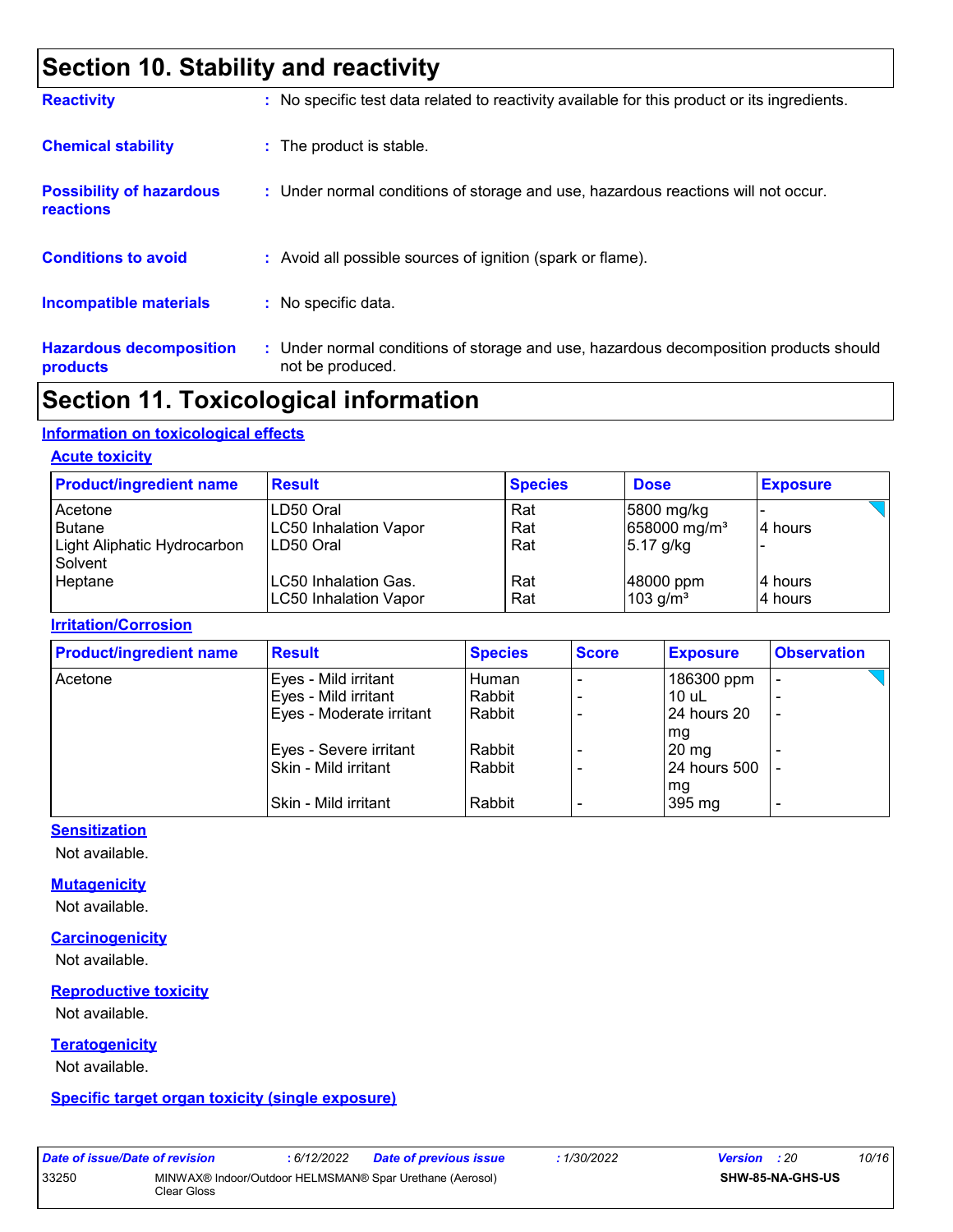## Section 10. Stability and reactivity

**Reactivity** : No specific test data related to reactivity available for this product or its ingredients.

**Chemical stability** : The product is stable.

**Possibility of hazardous reactions** : Under normal conditions of storage and use, hazardous reactions will not occur.

**Conditions to avoid** : Avoid all possible sources of ignition (spark or flame).

**Incompatible materials** : No specific data.

**Hazardous decomposition products** : Under normal conditions of storage and use, hazardous decomposition products should not be produced.

## Section 11. Toxicological information

### Information on toxicological effects

#### Acute toxicity

| Product/ingredient name | Result | Species | Dose | Exposure |
|---|---|---|---|---|
| Acetone | LD50 Oral | Rat | 5800 mg/kg | - |
| Butane | LC50 Inhalation Vapor | Rat | 658000 mg/m³ | 4 hours |
| Light Aliphatic Hydrocarbon Solvent | LD50 Oral | Rat | 5.17 g/kg | - |
| Heptane | LC50 Inhalation Gas. | Rat | 48000 ppm | 4 hours |
| | LC50 Inhalation Vapor | Rat | 103 g/m³ | 4 hours |

#### Irritation/Corrosion

| Product/ingredient name | Result | Species | Score | Exposure | Observation |
|---|---|---|---|---|---|
| Acetone | Eyes - Mild irritant | Human | - | 186300 ppm | - |
| | Eyes - Mild irritant | Rabbit | - | 10 uL | - |
| | Eyes - Moderate irritant | Rabbit | - | 24 hours 20 mg | - |
| | Eyes - Severe irritant | Rabbit | - | 20 mg | - |
| | Skin - Mild irritant | Rabbit | - | 24 hours 500 mg | - |
| | Skin - Mild irritant | Rabbit | - | 395 mg | - |

#### Sensitization

Not available.

#### Mutagenicity

Not available.

#### Carcinogenicity

Not available.

#### Reproductive toxicity

Not available.

#### Teratogenicity

Not available.

#### Specific target organ toxicity (single exposure)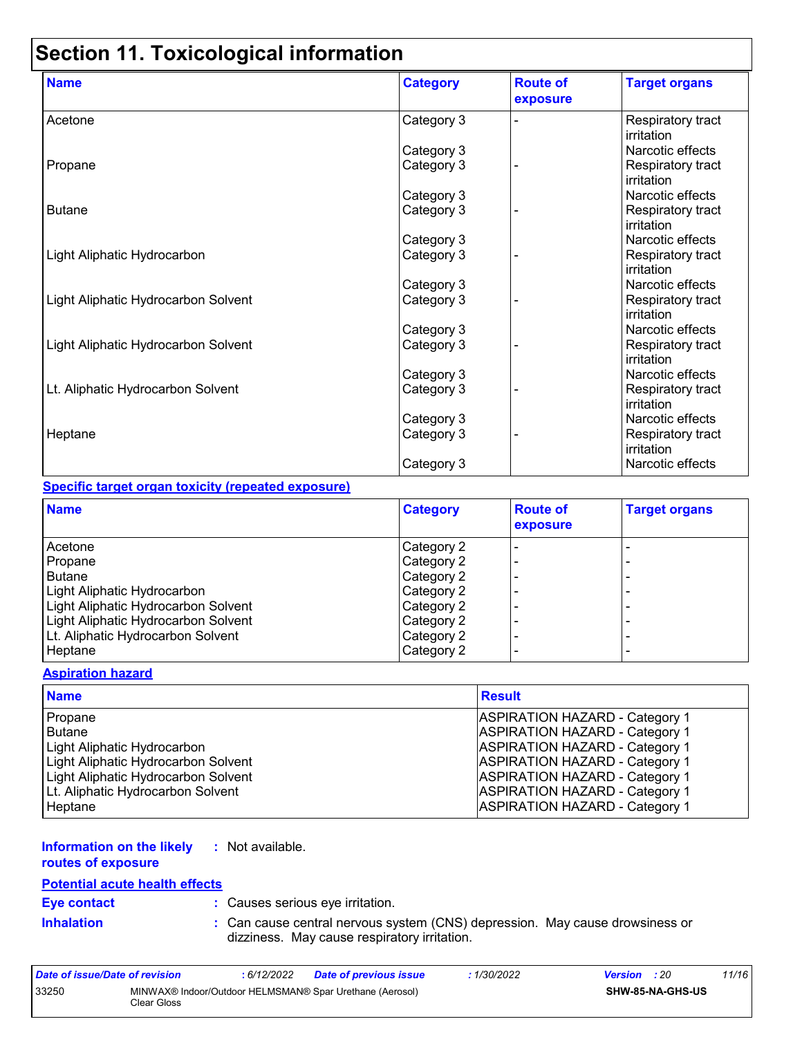# Section 11. Toxicological information

| Name | Category | Route of exposure | Target organs |
|---|---|---|---|
| Acetone | Category 3 | - | Respiratory tract irritation |
| | Category 3 | | Narcotic effects |
| Propane | Category 3 | - | Respiratory tract irritation |
| | Category 3 | | Narcotic effects |
| Butane | Category 3 | - | Respiratory tract irritation |
| | Category 3 | | Narcotic effects |
| Light Aliphatic Hydrocarbon | Category 3 | - | Respiratory tract irritation |
| | Category 3 | | Narcotic effects |
| Light Aliphatic Hydrocarbon Solvent | Category 3 | - | Respiratory tract irritation |
| | Category 3 | | Narcotic effects |
| Light Aliphatic Hydrocarbon Solvent | Category 3 | - | Respiratory tract irritation |
| | Category 3 | | Narcotic effects |
| Lt. Aliphatic Hydrocarbon Solvent | Category 3 | - | Respiratory tract irritation |
| | Category 3 | | Narcotic effects |
| Heptane | Category 3 | - | Respiratory tract irritation |
| | Category 3 | | Narcotic effects |

**Specific target organ toxicity (repeated exposure)**

| Name | Category | Route of exposure | Target organs |
|---|---|---|---|
| Acetone | Category 2 | - | - |
| Propane | Category 2 | - | - |
| Butane | Category 2 | - | - |
| Light Aliphatic Hydrocarbon | Category 2 | - | - |
| Light Aliphatic Hydrocarbon Solvent | Category 2 | - | - |
| Light Aliphatic Hydrocarbon Solvent | Category 2 | - | - |
| Lt. Aliphatic Hydrocarbon Solvent | Category 2 | - | - |
| Heptane | Category 2 | - | - |

**Aspiration hazard**

| Name | Result |
|---|---|
| Propane | ASPIRATION HAZARD - Category 1 |
| Butane | ASPIRATION HAZARD - Category 1 |
| Light Aliphatic Hydrocarbon | ASPIRATION HAZARD - Category 1 |
| Light Aliphatic Hydrocarbon Solvent | ASPIRATION HAZARD - Category 1 |
| Light Aliphatic Hydrocarbon Solvent | ASPIRATION HAZARD - Category 1 |
| Lt. Aliphatic Hydrocarbon Solvent | ASPIRATION HAZARD - Category 1 |
| Heptane | ASPIRATION HAZARD - Category 1 |

**Information on the likely routes of exposure** : Not available.

**Potential acute health effects**

**Eye contact** : Causes serious eye irritation.

**Inhalation** : Can cause central nervous system (CNS) depression. May cause drowsiness or dizziness. May cause respiratory irritation.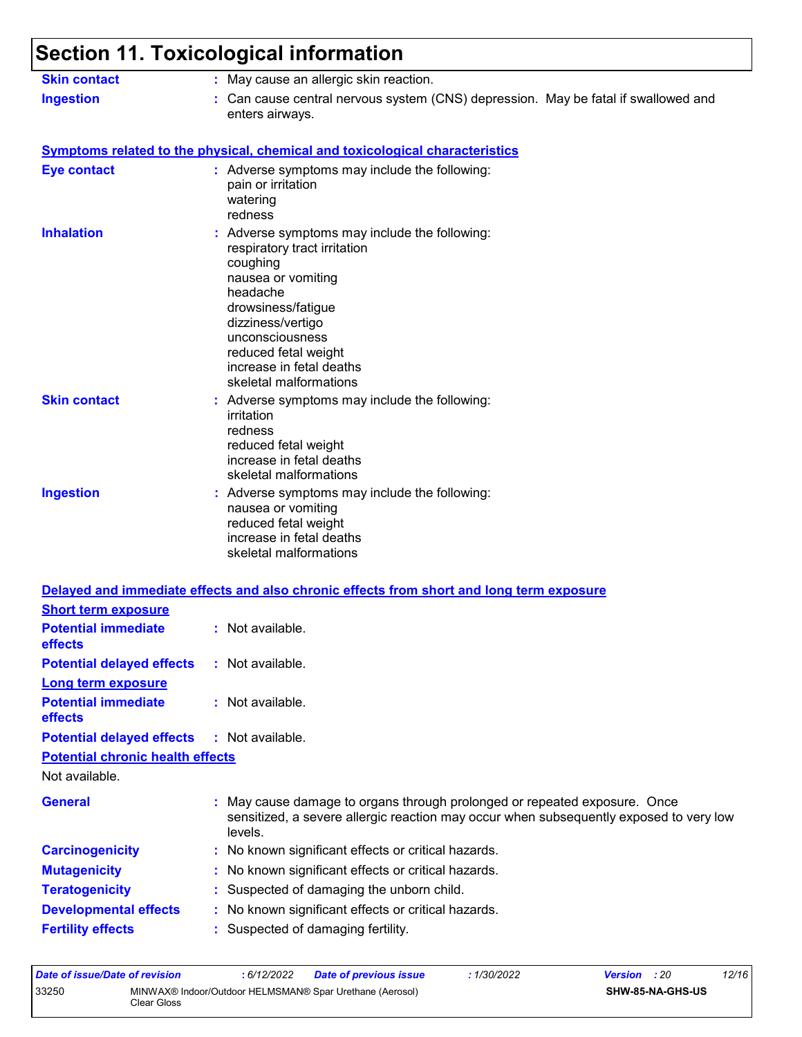# Section 11. Toxicological information

**Skin contact** : May cause an allergic skin reaction.

**Ingestion** : Can cause central nervous system (CNS) depression. May be fatal if swallowed and enters airways.

**Symptoms related to the physical, chemical and toxicological characteristics**

**Eye contact** : Adverse symptoms may include the following:
pain or irritation
watering
redness

**Inhalation** : Adverse symptoms may include the following:
respiratory tract irritation
coughing
nausea or vomiting
headache
drowsiness/fatigue
dizziness/vertigo
unconsciousness
reduced fetal weight
increase in fetal deaths
skeletal malformations

**Skin contact** : Adverse symptoms may include the following:
irritation
redness
reduced fetal weight
increase in fetal deaths
skeletal malformations

**Ingestion** : Adverse symptoms may include the following:
nausea or vomiting
reduced fetal weight
increase in fetal deaths
skeletal malformations

**Delayed and immediate effects and also chronic effects from short and long term exposure**

**Short term exposure**

**Potential immediate effects** : Not available.

**Potential delayed effects** : Not available.

**Long term exposure**

**Potential immediate effects** : Not available.

**Potential delayed effects** : Not available.

**Potential chronic health effects**

Not available.

**General** : May cause damage to organs through prolonged or repeated exposure. Once sensitized, a severe allergic reaction may occur when subsequently exposed to very low levels.

**Carcinogenicity** : No known significant effects or critical hazards.

**Mutagenicity** : No known significant effects or critical hazards.

**Teratogenicity** : Suspected of damaging the unborn child.

**Developmental effects** : No known significant effects or critical hazards.

**Fertility effects** : Suspected of damaging fertility.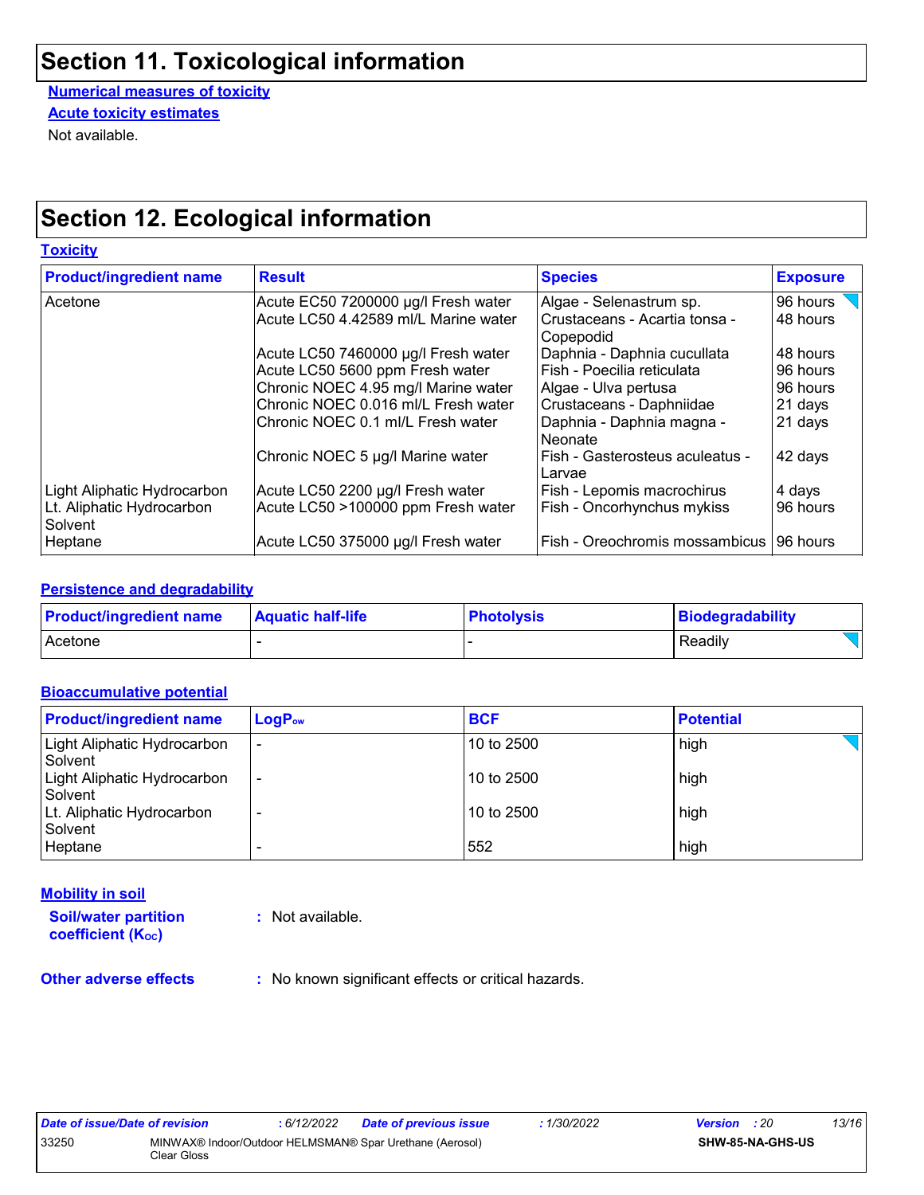# Section 11. Toxicological information

**Numerical measures of toxicity**

**Acute toxicity estimates**

Not available.

# Section 12. Ecological information

## Toxicity

| Product/ingredient name | Result | Species | Exposure |
|---|---|---|---|
| Acetone | Acute EC50 7200000 µg/l Fresh water | Algae - Selenastrum sp. | 96 hours |
| | Acute LC50 4.42589 ml/L Marine water | Crustaceans - Acartia tonsa - Copepodid | 48 hours |
| | Acute LC50 7460000 µg/l Fresh water | Daphnia - Daphnia cucullata | 48 hours |
| | Acute LC50 5600 ppm Fresh water | Fish - Poecilia reticulata | 96 hours |
| | Chronic NOEC 4.95 mg/l Marine water | Algae - Ulva pertusa | 96 hours |
| | Chronic NOEC 0.016 ml/L Fresh water | Crustaceans - Daphniidae | 21 days |
| | Chronic NOEC 0.1 ml/L Fresh water | Daphnia - Daphnia magna - Neonate | 21 days |
| | Chronic NOEC 5 µg/l Marine water | Fish - Gasterosteus aculeatus - Larvae | 42 days |
| Light Aliphatic Hydrocarbon | Acute LC50 2200 µg/l Fresh water | Fish - Lepomis macrochirus | 4 days |
| Lt. Aliphatic Hydrocarbon Solvent | Acute LC50 >100000 ppm Fresh water | Fish - Oncorhynchus mykiss | 96 hours |
| Heptane | Acute LC50 375000 µg/l Fresh water | Fish - Oreochromis mossambicus | 96 hours |

## Persistence and degradability

| Product/ingredient name | Aquatic half-life | Photolysis | Biodegradability |
|---|---|---|---|
| Acetone | - | - | Readily |

## Bioaccumulative potential

| Product/ingredient name | $LogP_{ow}$ | BCF | Potential |
|---|---|---|---|
| Light Aliphatic Hydrocarbon Solvent | - | 10 to 2500 | high |
| Light Aliphatic Hydrocarbon Solvent | - | 10 to 2500 | high |
| Lt. Aliphatic Hydrocarbon Solvent | - | 10 to 2500 | high |
| Heptane | - | 552 | high |

## Mobility in soil

**Soil/water partition coefficient ($K_{OC}$)** : Not available.

**Other adverse effects** : No known significant effects or critical hazards.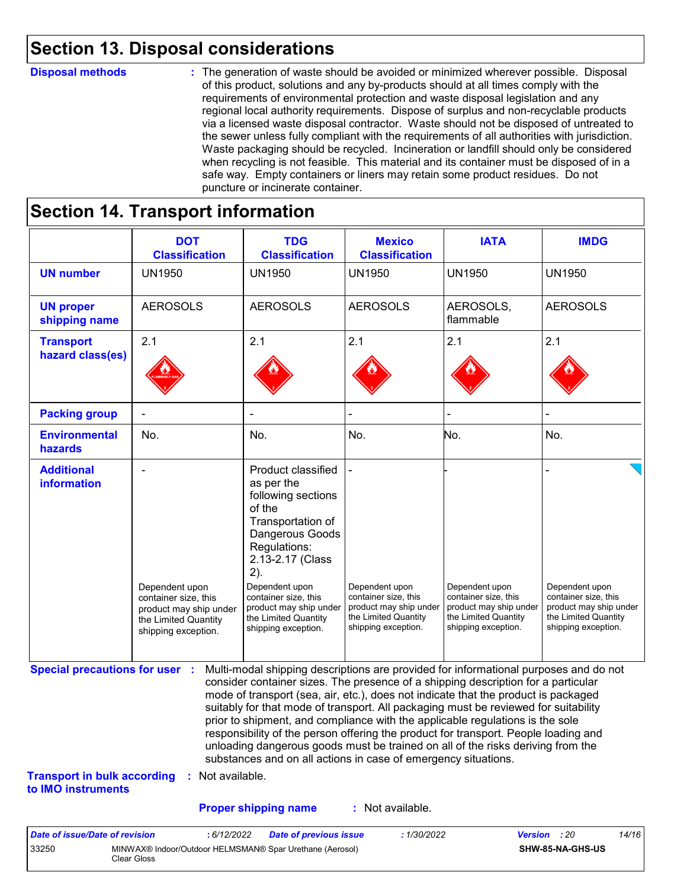## Section 13. Disposal considerations

**Disposal methods** : The generation of waste should be avoided or minimized wherever possible. Disposal of this product, solutions and any by-products should at all times comply with the requirements of environmental protection and waste disposal legislation and any regional local authority requirements. Dispose of surplus and non-recyclable products via a licensed waste disposal contractor. Waste should not be disposed of untreated to the sewer unless fully compliant with the requirements of all authorities with jurisdiction. Waste packaging should be recycled. Incineration or landfill should only be considered when recycling is not feasible. This material and its container must be disposed of in a safe way. Empty containers or liners may retain some product residues. Do not puncture or incinerate container.

## Section 14. Transport information

| | DOT Classification | TDG Classification | Mexico Classification | IATA | IMDG |
|---|---|---|---|---|---|
| **UN number** | UN1950 | UN1950 | UN1950 | UN1950 | UN1950 |
| **UN proper shipping name** | AEROSOLS | AEROSOLS | AEROSOLS | AEROSOLS, flammable | AEROSOLS |
| **Transport hazard class(es)** | 2.1 | 2.1 | 2.1 | 2.1 | 2.1 |
| **Packing group** | - | - | - | - | - |
| **Environmental hazards** | No. | No. | No. | No. | No. |
| **Additional information** | - Dependent upon container size, this product may ship under the Limited Quantity shipping exception. | Product classified as per the following sections of the Transportation of Dangerous Goods Regulations: 2.13-2.17 (Class 2). Dependent upon container size, this product may ship under the Limited Quantity shipping exception. | - Dependent upon container size, this product may ship under the Limited Quantity shipping exception. | - Dependent upon container size, this product may ship under the Limited Quantity shipping exception. | - Dependent upon container size, this product may ship under the Limited Quantity shipping exception. |

**Special precautions for user** : Multi-modal shipping descriptions are provided for informational purposes and do not consider container sizes. The presence of a shipping description for a particular mode of transport (sea, air, etc.), does not indicate that the product is packaged suitably for that mode of transport. All packaging must be reviewed for suitability prior to shipment, and compliance with the applicable regulations is the sole responsibility of the person offering the product for transport. People loading and unloading dangerous goods must be trained on all of the risks deriving from the substances and on all actions in case of emergency situations.

**Transport in bulk according to IMO instruments** : Not available.

**Proper shipping name** : Not available.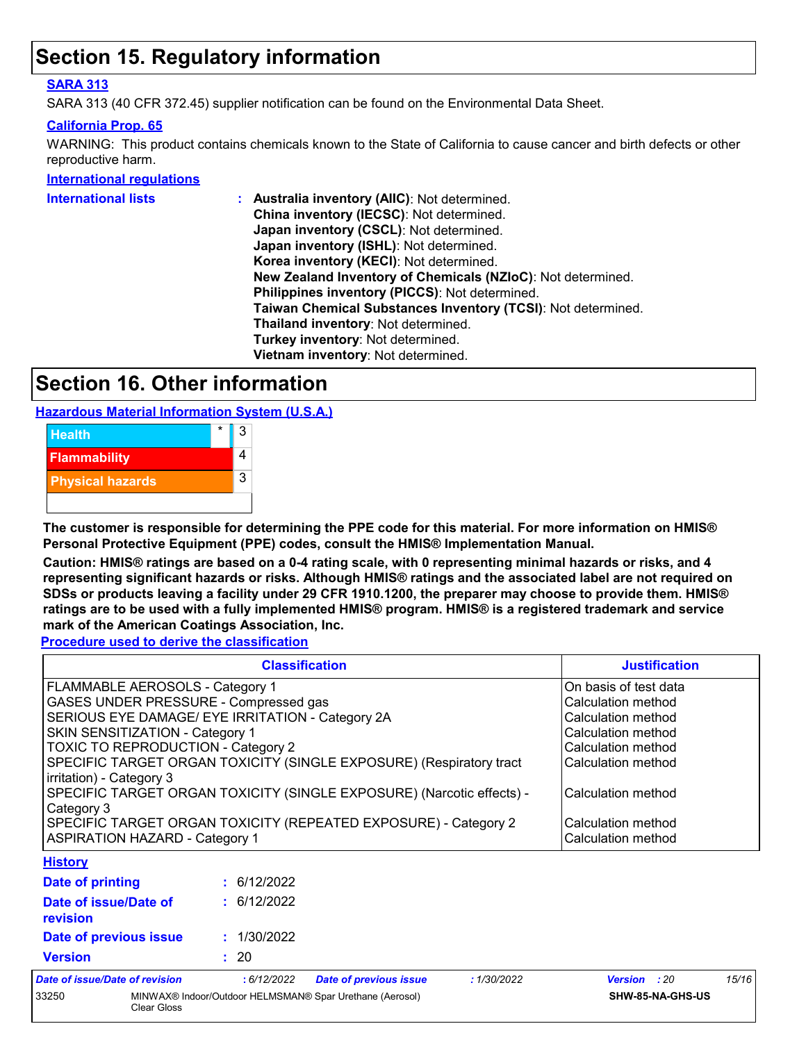## Section 15. Regulatory information

**SARA 313**

SARA 313 (40 CFR 372.45) supplier notification can be found on the Environmental Data Sheet.

**California Prop. 65**

WARNING: This product contains chemicals known to the State of California to cause cancer and birth defects or other reproductive harm.

**International regulations**

**International lists** : **Australia inventory (AIIC)**: Not determined.
**China inventory (IECSC)**: Not determined.
**Japan inventory (CSCL)**: Not determined.
**Japan inventory (ISHL)**: Not determined.
**Korea inventory (KECI)**: Not determined.
**New Zealand Inventory of Chemicals (NZIoC)**: Not determined.
**Philippines inventory (PICCS)**: Not determined.
**Taiwan Chemical Substances Inventory (TCSI)**: Not determined.
**Thailand inventory**: Not determined.
**Turkey inventory**: Not determined.
**Vietnam inventory**: Not determined.

## Section 16. Other information

**Hazardous Material Information System (U.S.A.)**

| | | |
|---|---|---|
| Health | * | 3 |
| Flammability | | 4 |
| Physical hazards | | 3 |
| | | |

**The customer is responsible for determining the PPE code for this material. For more information on HMIS® Personal Protective Equipment (PPE) codes, consult the HMIS® Implementation Manual.**

**Caution: HMIS® ratings are based on a 0-4 rating scale, with 0 representing minimal hazards or risks, and 4 representing significant hazards or risks. Although HMIS® ratings and the associated label are not required on SDSs or products leaving a facility under 29 CFR 1910.1200, the preparer may choose to provide them. HMIS® ratings are to be used with a fully implemented HMIS® program. HMIS® is a registered trademark and service mark of the American Coatings Association, Inc.**

**Procedure used to derive the classification**

| Classification | Justification |
|---|---|
| FLAMMABLE AEROSOLS - Category 1 | On basis of test data |
| GASES UNDER PRESSURE - Compressed gas | Calculation method |
| SERIOUS EYE DAMAGE/ EYE IRRITATION - Category 2A | Calculation method |
| SKIN SENSITIZATION - Category 1 | Calculation method |
| TOXIC TO REPRODUCTION - Category 2 | Calculation method |
| SPECIFIC TARGET ORGAN TOXICITY (SINGLE EXPOSURE) (Respiratory tract irritation) - Category 3 | Calculation method |
| SPECIFIC TARGET ORGAN TOXICITY (SINGLE EXPOSURE) (Narcotic effects) - Category 3 | Calculation method |
| SPECIFIC TARGET ORGAN TOXICITY (REPEATED EXPOSURE) - Category 2 | Calculation method |
| ASPIRATION HAZARD - Category 1 | Calculation method |

**History**

**Date of printing** : 6/12/2022

**Date of issue/Date of revision** : 6/12/2022

**Date of previous issue** : 1/30/2022

**Version** : 20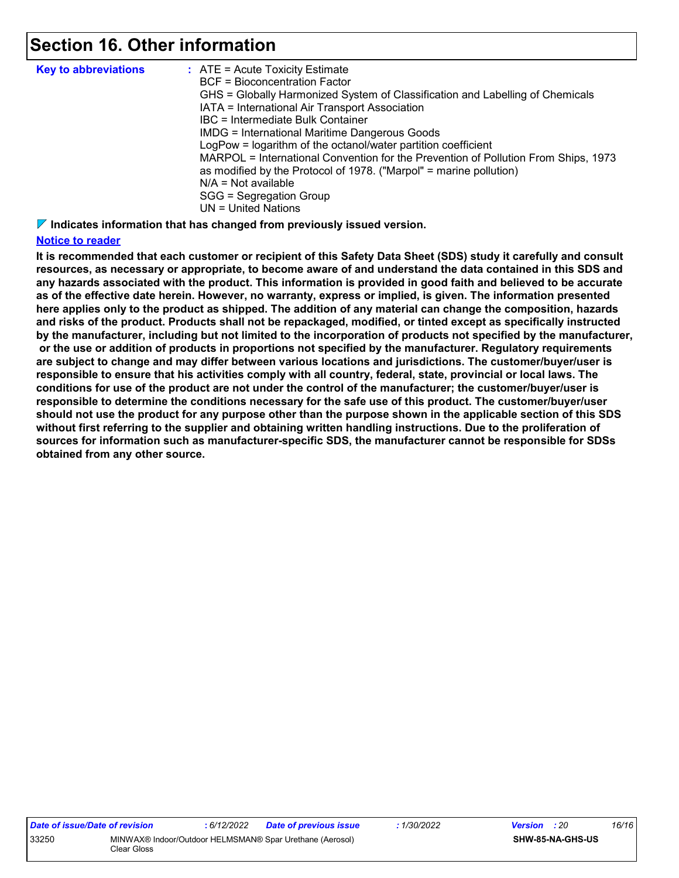# Section 16. Other information

**Key to abbreviations** : ATE = Acute Toxicity Estimate
BCF = Bioconcentration Factor
GHS = Globally Harmonized System of Classification and Labelling of Chemicals
IATA = International Air Transport Association
IBC = Intermediate Bulk Container
IMDG = International Maritime Dangerous Goods
LogPow = logarithm of the octanol/water partition coefficient
MARPOL = International Convention for the Prevention of Pollution From Ships, 1973 as modified by the Protocol of 1978. ("Marpol" = marine pollution)
N/A = Not available
SGG = Segregation Group
UN = United Nations

**Indicates information that has changed from previously issued version.**

**Notice to reader**

**It is recommended that each customer or recipient of this Safety Data Sheet (SDS) study it carefully and consult resources, as necessary or appropriate, to become aware of and understand the data contained in this SDS and any hazards associated with the product. This information is provided in good faith and believed to be accurate as of the effective date herein. However, no warranty, express or implied, is given. The information presented here applies only to the product as shipped. The addition of any material can change the composition, hazards and risks of the product. Products shall not be repackaged, modified, or tinted except as specifically instructed by the manufacturer, including but not limited to the incorporation of products not specified by the manufacturer, or the use or addition of products in proportions not specified by the manufacturer. Regulatory requirements are subject to change and may differ between various locations and jurisdictions. The customer/buyer/user is responsible to ensure that his activities comply with all country, federal, state, provincial or local laws. The conditions for use of the product are not under the control of the manufacturer; the customer/buyer/user is responsible to determine the conditions necessary for the safe use of this product. The customer/buyer/user should not use the product for any purpose other than the purpose shown in the applicable section of this SDS without first referring to the supplier and obtaining written handling instructions. Due to the proliferation of sources for information such as manufacturer-specific SDS, the manufacturer cannot be responsible for SDSs obtained from any other source.**